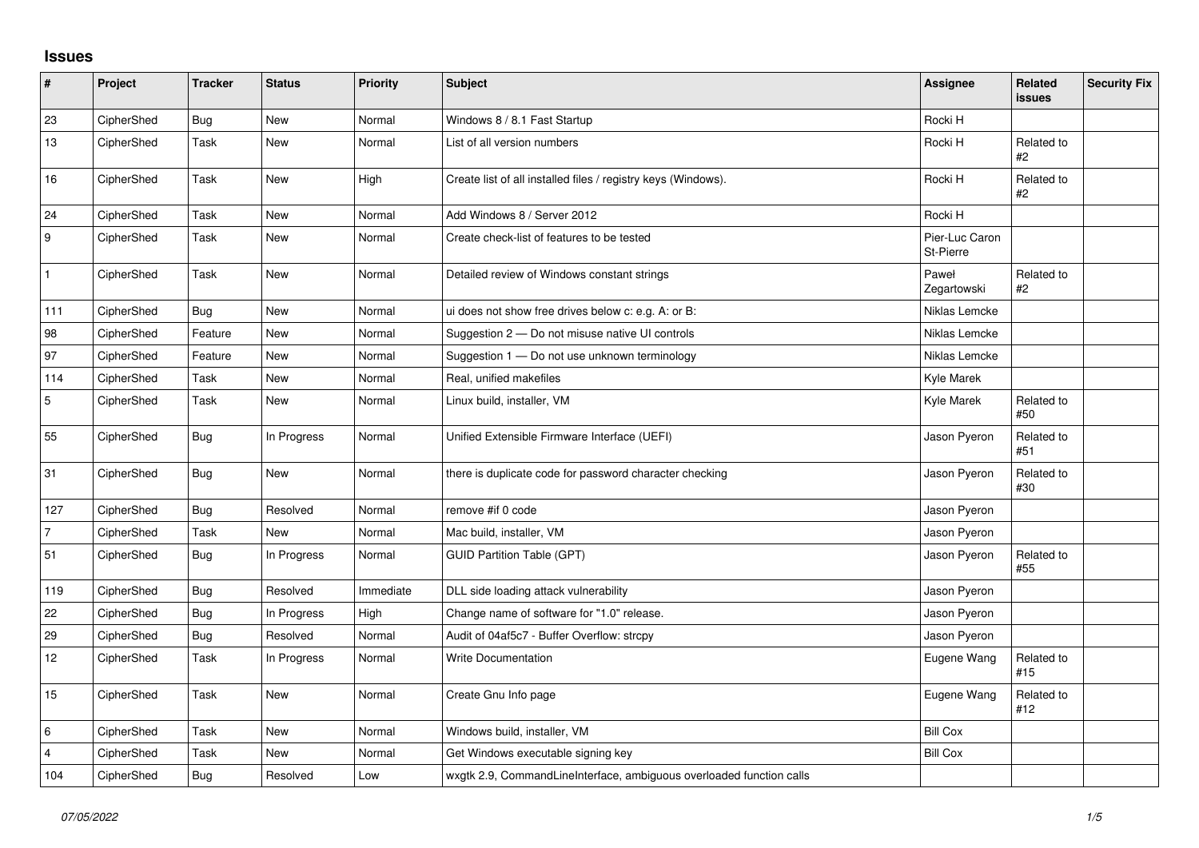## Issues

| # | Project | Tracker | Status | Priority | Subject | Assignee | Related issues | Security Fix |
|---|---|---|---|---|---|---|---|---|
| 23 | CipherShed | Bug | New | Normal | Windows 8 / 8.1 Fast Startup | Rocki H | | |
| 13 | CipherShed | Task | New | Normal | List of all version numbers | Rocki H | Related to #2 | |
| 16 | CipherShed | Task | New | High | Create list of all installed files / registry keys (Windows). | Rocki H | Related to #2 | |
| 24 | CipherShed | Task | New | Normal | Add Windows 8 / Server 2012 | Rocki H | | |
| 9 | CipherShed | Task | New | Normal | Create check-list of features to be tested | Pier-Luc Caron St-Pierre | | |
| 1 | CipherShed | Task | New | Normal | Detailed review of Windows constant strings | Paweł Zegartowski | Related to #2 | |
| 111 | CipherShed | Bug | New | Normal | ui does not show free drives below c: e.g. A: or B: | Niklas Lemcke | | |
| 98 | CipherShed | Feature | New | Normal | Suggestion 2 — Do not misuse native UI controls | Niklas Lemcke | | |
| 97 | CipherShed | Feature | New | Normal | Suggestion 1 — Do not use unknown terminology | Niklas Lemcke | | |
| 114 | CipherShed | Task | New | Normal | Real, unified makefiles | Kyle Marek | | |
| 5 | CipherShed | Task | New | Normal | Linux build, installer, VM | Kyle Marek | Related to #50 | |
| 55 | CipherShed | Bug | In Progress | Normal | Unified Extensible Firmware Interface (UEFI) | Jason Pyeron | Related to #51 | |
| 31 | CipherShed | Bug | New | Normal | there is duplicate code for password character checking | Jason Pyeron | Related to #30 | |
| 127 | CipherShed | Bug | Resolved | Normal | remove #if 0 code | Jason Pyeron | | |
| 7 | CipherShed | Task | New | Normal | Mac build, installer, VM | Jason Pyeron | | |
| 51 | CipherShed | Bug | In Progress | Normal | GUID Partition Table (GPT) | Jason Pyeron | Related to #55 | |
| 119 | CipherShed | Bug | Resolved | Immediate | DLL side loading attack vulnerability | Jason Pyeron | | |
| 22 | CipherShed | Bug | In Progress | High | Change name of software for "1.0" release. | Jason Pyeron | | |
| 29 | CipherShed | Bug | Resolved | Normal | Audit of 04af5c7 - Buffer Overflow: strcpy | Jason Pyeron | | |
| 12 | CipherShed | Task | In Progress | Normal | Write Documentation | Eugene Wang | Related to #15 | |
| 15 | CipherShed | Task | New | Normal | Create Gnu Info page | Eugene Wang | Related to #12 | |
| 6 | CipherShed | Task | New | Normal | Windows build, installer, VM | Bill Cox | | |
| 4 | CipherShed | Task | New | Normal | Get Windows executable signing key | Bill Cox | | |
| 104 | CipherShed | Bug | Resolved | Low | wxgtk 2.9, CommandLineInterface, ambiguous overloaded function calls | | | |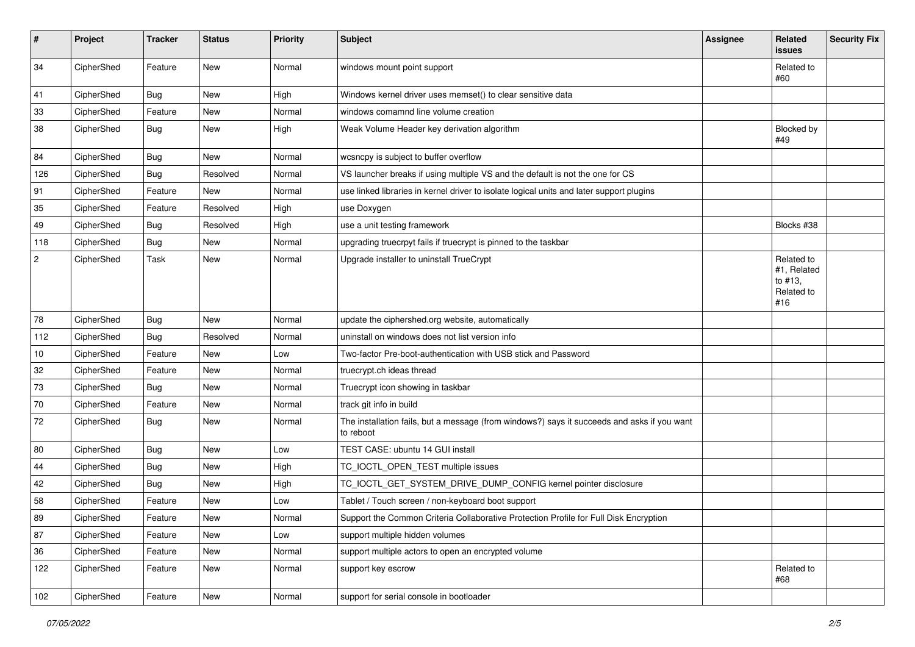| # | Project | Tracker | Status | Priority | Subject | Assignee | Related issues | Security Fix |
|---|---|---|---|---|---|---|---|---|
| 34 | CipherShed | Feature | New | Normal | windows mount point support | | Related to #60 | |
| 41 | CipherShed | Bug | New | High | Windows kernel driver uses memset() to clear sensitive data | | | |
| 33 | CipherShed | Feature | New | Normal | windows comamnd line volume creation | | | |
| 38 | CipherShed | Bug | New | High | Weak Volume Header key derivation algorithm | | Blocked by #49 | |
| 84 | CipherShed | Bug | New | Normal | wcsncpy is subject to buffer overflow | | | |
| 126 | CipherShed | Bug | Resolved | Normal | VS launcher breaks if using multiple VS and the default is not the one for CS | | | |
| 91 | CipherShed | Feature | New | Normal | use linked libraries in kernel driver to isolate logical units and later support plugins | | | |
| 35 | CipherShed | Feature | Resolved | High | use Doxygen | | | |
| 49 | CipherShed | Bug | Resolved | High | use a unit testing framework | | Blocks #38 | |
| 118 | CipherShed | Bug | New | Normal | upgrading truecrpyt fails if truecrypt is pinned to the taskbar | | | |
| 2 | CipherShed | Task | New | Normal | Upgrade installer to uninstall TrueCrypt | | Related to #1, Related to #13, Related to #16 | |
| 78 | CipherShed | Bug | New | Normal | update the ciphershed.org website, automatically | | | |
| 112 | CipherShed | Bug | Resolved | Normal | uninstall on windows does not list version info | | | |
| 10 | CipherShed | Feature | New | Low | Two-factor Pre-boot-authentication with USB stick and Password | | | |
| 32 | CipherShed | Feature | New | Normal | truecrypt.ch ideas thread | | | |
| 73 | CipherShed | Bug | New | Normal | Truecrypt icon showing in taskbar | | | |
| 70 | CipherShed | Feature | New | Normal | track git info in build | | | |
| 72 | CipherShed | Bug | New | Normal | The installation fails, but a message (from windows?) says it succeeds and asks if you want to reboot | | | |
| 80 | CipherShed | Bug | New | Low | TEST CASE: ubuntu 14 GUI install | | | |
| 44 | CipherShed | Bug | New | High | TC_IOCTL_OPEN_TEST multiple issues | | | |
| 42 | CipherShed | Bug | New | High | TC_IOCTL_GET_SYSTEM_DRIVE_DUMP_CONFIG kernel pointer disclosure | | | |
| 58 | CipherShed | Feature | New | Low | Tablet / Touch screen / non-keyboard boot support | | | |
| 89 | CipherShed | Feature | New | Normal | Support the Common Criteria Collaborative Protection Profile for Full Disk Encryption | | | |
| 87 | CipherShed | Feature | New | Low | support multiple hidden volumes | | | |
| 36 | CipherShed | Feature | New | Normal | support multiple actors to open an encrypted volume | | | |
| 122 | CipherShed | Feature | New | Normal | support key escrow | | Related to #68 | |
| 102 | CipherShed | Feature | New | Normal | support for serial console in bootloader | | | |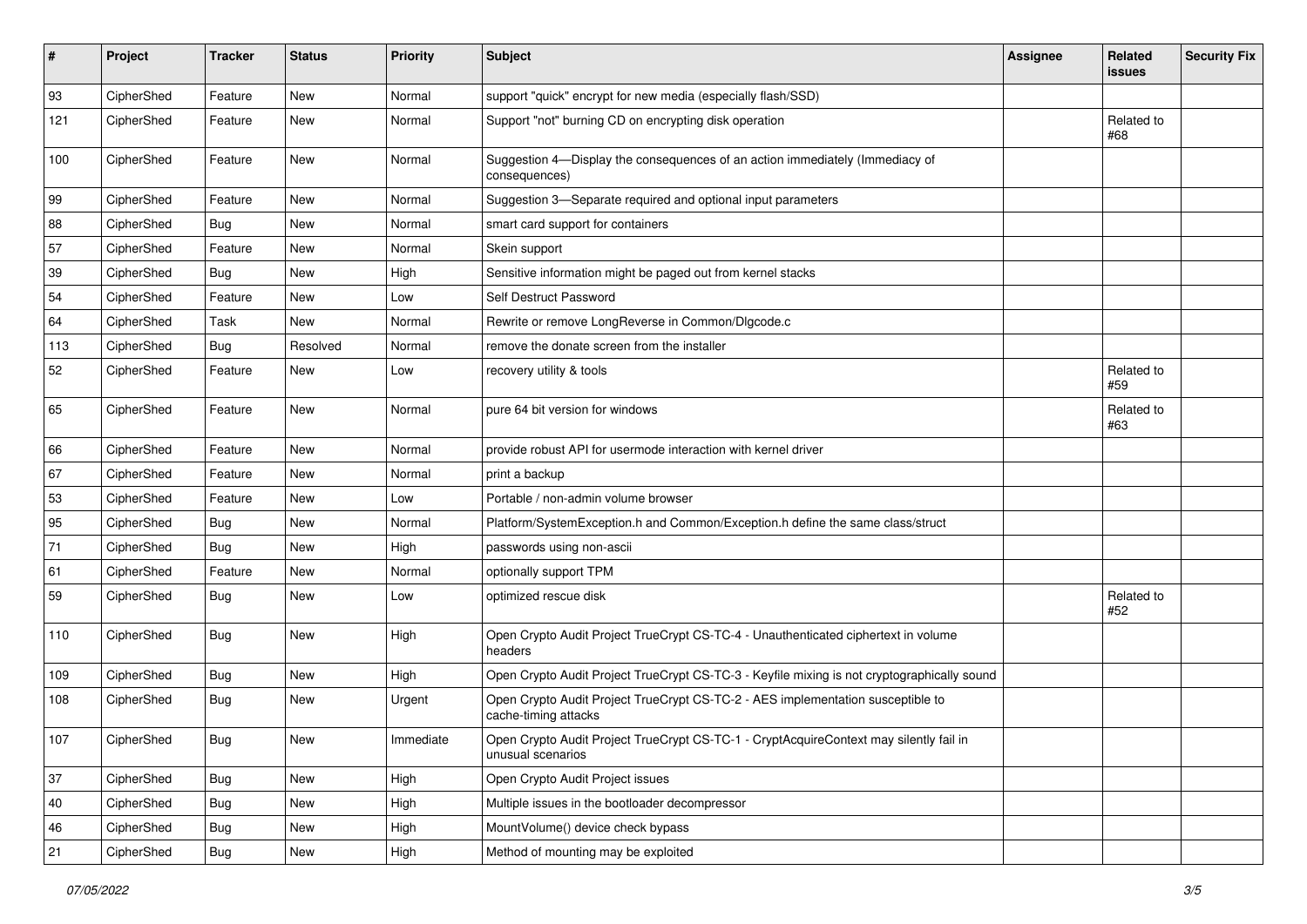| # | Project | Tracker | Status | Priority | Subject | Assignee | Related issues | Security Fix |
|---|---|---|---|---|---|---|---|---|
| 93 | CipherShed | Feature | New | Normal | support "quick" encrypt for new media (especially flash/SSD) | | | |
| 121 | CipherShed | Feature | New | Normal | Support "not" burning CD on encrypting disk operation | | Related to #68 | |
| 100 | CipherShed | Feature | New | Normal | Suggestion 4—Display the consequences of an action immediately (Immediacy of consequences) | | | |
| 99 | CipherShed | Feature | New | Normal | Suggestion 3—Separate required and optional input parameters | | | |
| 88 | CipherShed | Bug | New | Normal | smart card support for containers | | | |
| 57 | CipherShed | Feature | New | Normal | Skein support | | | |
| 39 | CipherShed | Bug | New | High | Sensitive information might be paged out from kernel stacks | | | |
| 54 | CipherShed | Feature | New | Low | Self Destruct Password | | | |
| 64 | CipherShed | Task | New | Normal | Rewrite or remove LongReverse in Common/Dlgcode.c | | | |
| 113 | CipherShed | Bug | Resolved | Normal | remove the donate screen from the installer | | | |
| 52 | CipherShed | Feature | New | Low | recovery utility & tools | | Related to #59 | |
| 65 | CipherShed | Feature | New | Normal | pure 64 bit version for windows | | Related to #63 | |
| 66 | CipherShed | Feature | New | Normal | provide robust API for usermode interaction with kernel driver | | | |
| 67 | CipherShed | Feature | New | Normal | print a backup | | | |
| 53 | CipherShed | Feature | New | Low | Portable / non-admin volume browser | | | |
| 95 | CipherShed | Bug | New | Normal | Platform/SystemException.h and Common/Exception.h define the same class/struct | | | |
| 71 | CipherShed | Bug | New | High | passwords using non-ascii | | | |
| 61 | CipherShed | Feature | New | Normal | optionally support TPM | | | |
| 59 | CipherShed | Bug | New | Low | optimized rescue disk | | Related to #52 | |
| 110 | CipherShed | Bug | New | High | Open Crypto Audit Project TrueCrypt CS-TC-4 - Unauthenticated ciphertext in volume headers | | | |
| 109 | CipherShed | Bug | New | High | Open Crypto Audit Project TrueCrypt CS-TC-3 - Keyfile mixing is not cryptographically sound | | | |
| 108 | CipherShed | Bug | New | Urgent | Open Crypto Audit Project TrueCrypt CS-TC-2 - AES implementation susceptible to cache-timing attacks | | | |
| 107 | CipherShed | Bug | New | Immediate | Open Crypto Audit Project TrueCrypt CS-TC-1 - CryptAcquireContext may silently fail in unusual scenarios | | | |
| 37 | CipherShed | Bug | New | High | Open Crypto Audit Project issues | | | |
| 40 | CipherShed | Bug | New | High | Multiple issues in the bootloader decompressor | | | |
| 46 | CipherShed | Bug | New | High | MountVolume() device check bypass | | | |
| 21 | CipherShed | Bug | New | High | Method of mounting may be exploited | | | |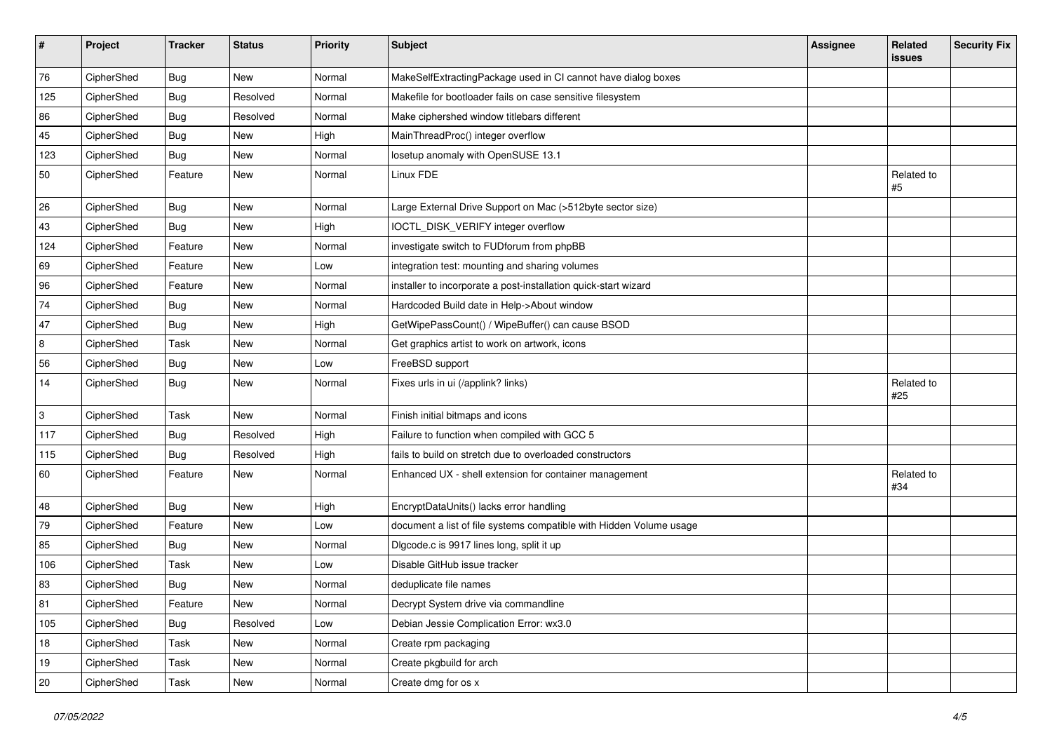| # | Project | Tracker | Status | Priority | Subject | Assignee | Related issues | Security Fix |
|---|---|---|---|---|---|---|---|---|
| 76 | CipherShed | Bug | New | Normal | MakeSelfExtractingPackage used in CI cannot have dialog boxes | | | |
| 125 | CipherShed | Bug | Resolved | Normal | Makefile for bootloader fails on case sensitive filesystem | | | |
| 86 | CipherShed | Bug | Resolved | Normal | Make ciphershed window titlebars different | | | |
| 45 | CipherShed | Bug | New | High | MainThreadProc() integer overflow | | | |
| 123 | CipherShed | Bug | New | Normal | losetup anomaly with OpenSUSE 13.1 | | | |
| 50 | CipherShed | Feature | New | Normal | Linux FDE | | Related to #5 | |
| 26 | CipherShed | Bug | New | Normal | Large External Drive Support on Mac (>512byte sector size) | | | |
| 43 | CipherShed | Bug | New | High | IOCTL_DISK_VERIFY integer overflow | | | |
| 124 | CipherShed | Feature | New | Normal | investigate switch to FUDforum from phpBB | | | |
| 69 | CipherShed | Feature | New | Low | integration test: mounting and sharing volumes | | | |
| 96 | CipherShed | Feature | New | Normal | installer to incorporate a post-installation quick-start wizard | | | |
| 74 | CipherShed | Bug | New | Normal | Hardcoded Build date in Help->About window | | | |
| 47 | CipherShed | Bug | New | High | GetWipePassCount() / WipeBuffer() can cause BSOD | | | |
| 8 | CipherShed | Task | New | Normal | Get graphics artist to work on artwork, icons | | | |
| 56 | CipherShed | Bug | New | Low | FreeBSD support | | | |
| 14 | CipherShed | Bug | New | Normal | Fixes urls in ui (/applink? links) | | Related to #25 | |
| 3 | CipherShed | Task | New | Normal | Finish initial bitmaps and icons | | | |
| 117 | CipherShed | Bug | Resolved | High | Failure to function when compiled with GCC 5 | | | |
| 115 | CipherShed | Bug | Resolved | High | fails to build on stretch due to overloaded constructors | | | |
| 60 | CipherShed | Feature | New | Normal | Enhanced UX - shell extension for container management | | Related to #34 | |
| 48 | CipherShed | Bug | New | High | EncryptDataUnits() lacks error handling | | | |
| 79 | CipherShed | Feature | New | Low | document a list of file systems compatible with Hidden Volume usage | | | |
| 85 | CipherShed | Bug | New | Normal | Dlgcode.c is 9917 lines long, split it up | | | |
| 106 | CipherShed | Task | New | Low | Disable GitHub issue tracker | | | |
| 83 | CipherShed | Bug | New | Normal | deduplicate file names | | | |
| 81 | CipherShed | Feature | New | Normal | Decrypt System drive via commandline | | | |
| 105 | CipherShed | Bug | Resolved | Low | Debian Jessie Complication Error: wx3.0 | | | |
| 18 | CipherShed | Task | New | Normal | Create rpm packaging | | | |
| 19 | CipherShed | Task | New | Normal | Create pkgbuild for arch | | | |
| 20 | CipherShed | Task | New | Normal | Create dmg for os x | | | |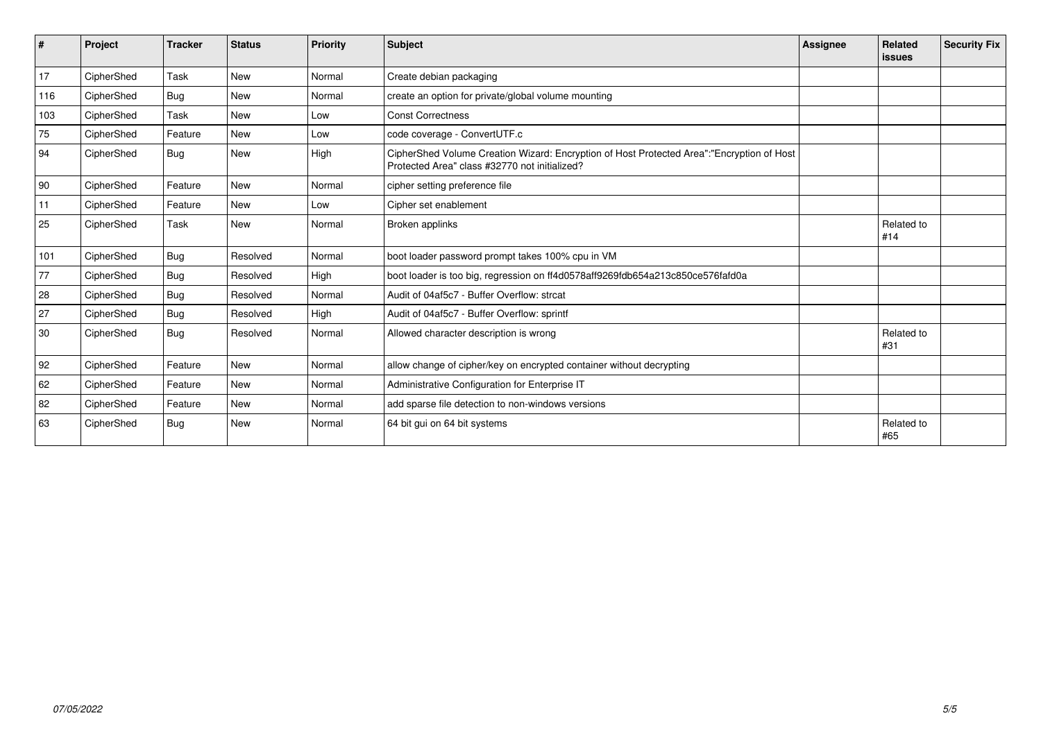| # | Project | Tracker | Status | Priority | Subject | Assignee | Related issues | Security Fix |
|---|---|---|---|---|---|---|---|---|
| 17 | CipherShed | Task | New | Normal | Create debian packaging | | | |
| 116 | CipherShed | Bug | New | Normal | create an option for private/global volume mounting | | | |
| 103 | CipherShed | Task | New | Low | Const Correctness | | | |
| 75 | CipherShed | Feature | New | Low | code coverage - ConvertUTF.c | | | |
| 94 | CipherShed | Bug | New | High | CipherShed Volume Creation Wizard: Encryption of Host Protected Area":"Encryption of Host Protected Area" class #32770 not initialized? | | | |
| 90 | CipherShed | Feature | New | Normal | cipher setting preference file | | | |
| 11 | CipherShed | Feature | New | Low | Cipher set enablement | | | |
| 25 | CipherShed | Task | New | Normal | Broken applinks | | Related to #14 | |
| 101 | CipherShed | Bug | Resolved | Normal | boot loader password prompt takes 100% cpu in VM | | | |
| 77 | CipherShed | Bug | Resolved | High | boot loader is too big, regression on ff4d0578aff9269fdb654a213c850ce576fafd0a | | | |
| 28 | CipherShed | Bug | Resolved | Normal | Audit of 04af5c7 - Buffer Overflow: strcat | | | |
| 27 | CipherShed | Bug | Resolved | High | Audit of 04af5c7 - Buffer Overflow: sprintf | | | |
| 30 | CipherShed | Bug | Resolved | Normal | Allowed character description is wrong | | Related to #31 | |
| 92 | CipherShed | Feature | New | Normal | allow change of cipher/key on encrypted container without decrypting | | | |
| 62 | CipherShed | Feature | New | Normal | Administrative Configuration for Enterprise IT | | | |
| 82 | CipherShed | Feature | New | Normal | add sparse file detection to non-windows versions | | | |
| 63 | CipherShed | Bug | New | Normal | 64 bit gui on 64 bit systems | | Related to #65 | |